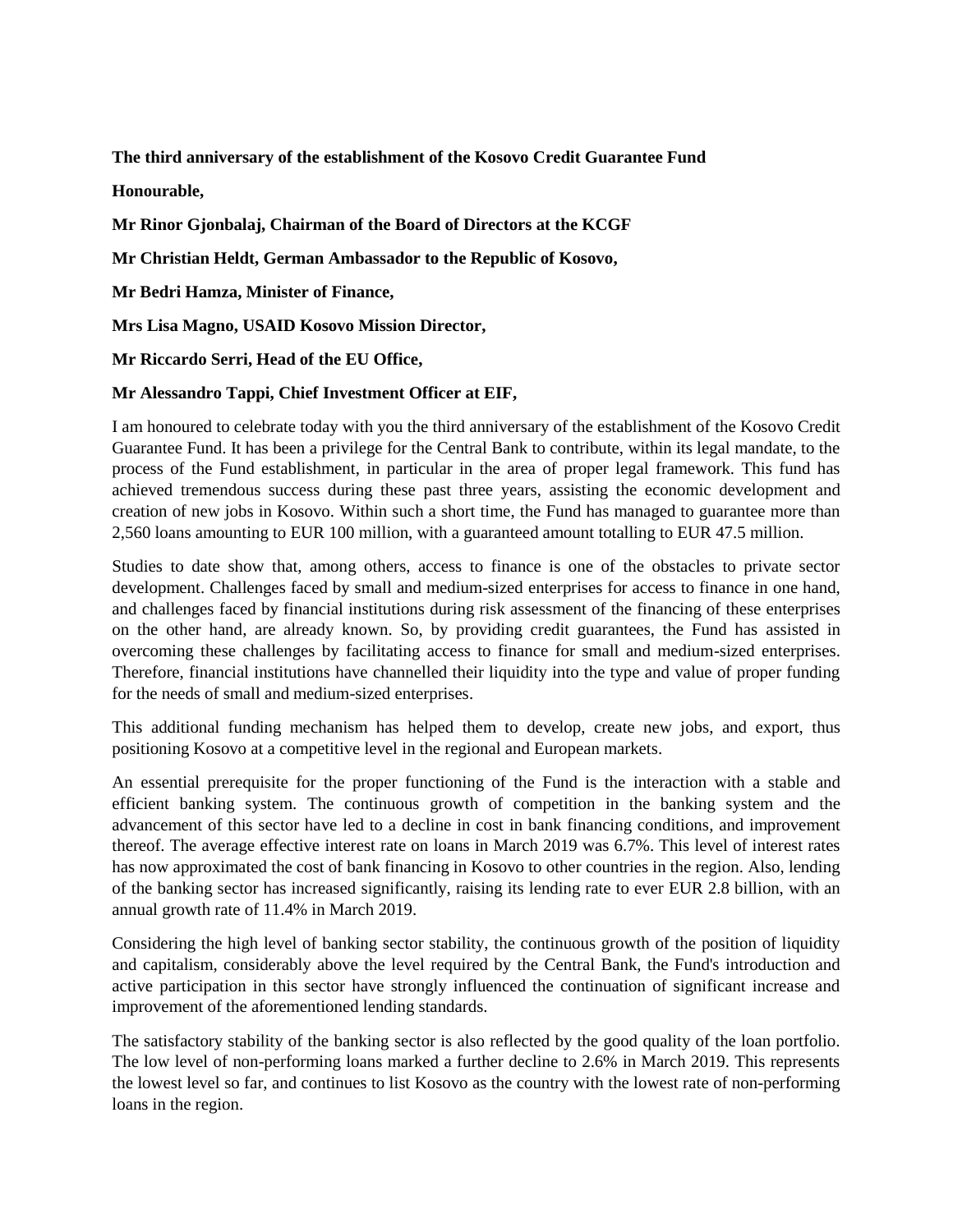**The third anniversary of the establishment of the Kosovo Credit Guarantee Fund**

**Honourable,**

**Mr Rinor Gjonbalaj, Chairman of the Board of Directors at the KCGF**

**Mr Christian Heldt, German Ambassador to the Republic of Kosovo,**

**Mr Bedri Hamza, Minister of Finance,**

**Mrs Lisa Magno, USAID Kosovo Mission Director,**

**Mr Riccardo Serri, Head of the EU Office,**

**Mr Alessandro Tappi, Chief Investment Officer at EIF,**

I am honoured to celebrate today with you the third anniversary of the establishment of the Kosovo Credit Guarantee Fund. It has been a privilege for the Central Bank to contribute, within its legal mandate, to the process of the Fund establishment, in particular in the area of proper legal framework. This fund has achieved tremendous success during these past three years, assisting the economic development and creation of new jobs in Kosovo. Within such a short time, the Fund has managed to guarantee more than 2,560 loans amounting to EUR 100 million, with a guaranteed amount totalling to EUR 47.5 million.

Studies to date show that, among others, access to finance is one of the obstacles to private sector development. Challenges faced by small and medium-sized enterprises for access to finance in one hand, and challenges faced by financial institutions during risk assessment of the financing of these enterprises on the other hand, are already known. So, by providing credit guarantees, the Fund has assisted in overcoming these challenges by facilitating access to finance for small and medium-sized enterprises. Therefore, financial institutions have channelled their liquidity into the type and value of proper funding for the needs of small and medium-sized enterprises.

This additional funding mechanism has helped them to develop, create new jobs, and export, thus positioning Kosovo at a competitive level in the regional and European markets.

An essential prerequisite for the proper functioning of the Fund is the interaction with a stable and efficient banking system. The continuous growth of competition in the banking system and the advancement of this sector have led to a decline in cost in bank financing conditions, and improvement thereof. The average effective interest rate on loans in March 2019 was 6.7%. This level of interest rates has now approximated the cost of bank financing in Kosovo to other countries in the region. Also, lending of the banking sector has increased significantly, raising its lending rate to ever EUR 2.8 billion, with an annual growth rate of 11.4% in March 2019.

Considering the high level of banking sector stability, the continuous growth of the position of liquidity and capitalism, considerably above the level required by the Central Bank, the Fund's introduction and active participation in this sector have strongly influenced the continuation of significant increase and improvement of the aforementioned lending standards.

The satisfactory stability of the banking sector is also reflected by the good quality of the loan portfolio. The low level of non-performing loans marked a further decline to 2.6% in March 2019. This represents the lowest level so far, and continues to list Kosovo as the country with the lowest rate of non-performing loans in the region.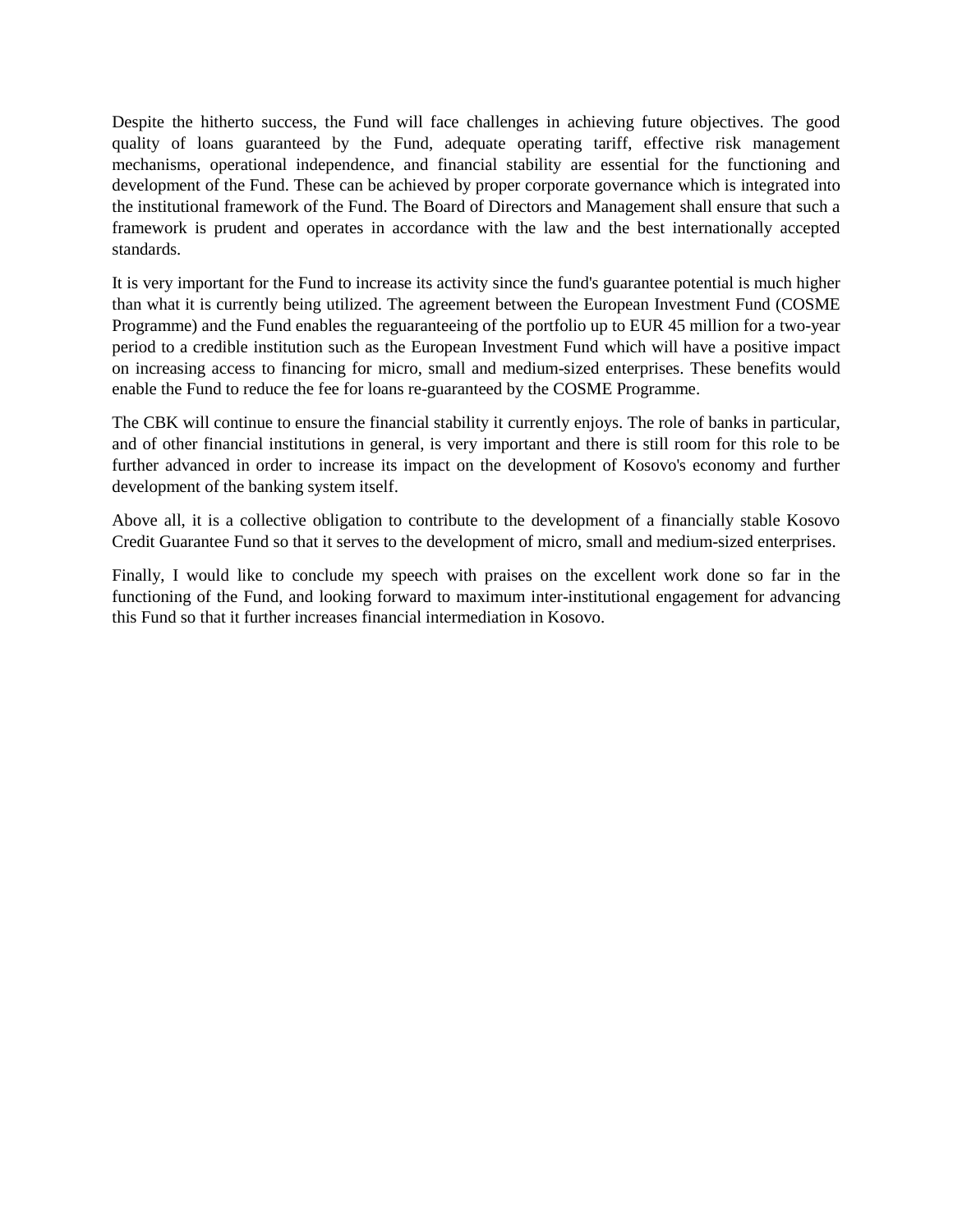Despite the hitherto success, the Fund will face challenges in achieving future objectives. The good quality of loans guaranteed by the Fund, adequate operating tariff, effective risk management mechanisms, operational independence, and financial stability are essential for the functioning and development of the Fund. These can be achieved by proper corporate governance which is integrated into the institutional framework of the Fund. The Board of Directors and Management shall ensure that such a framework is prudent and operates in accordance with the law and the best internationally accepted standards.

It is very important for the Fund to increase its activity since the fund's guarantee potential is much higher than what it is currently being utilized. The agreement between the European Investment Fund (COSME Programme) and the Fund enables the reguaranteeing of the portfolio up to EUR 45 million for a two-year period to a credible institution such as the European Investment Fund which will have a positive impact on increasing access to financing for micro, small and medium-sized enterprises. These benefits would enable the Fund to reduce the fee for loans re-guaranteed by the COSME Programme.

The CBK will continue to ensure the financial stability it currently enjoys. The role of banks in particular, and of other financial institutions in general, is very important and there is still room for this role to be further advanced in order to increase its impact on the development of Kosovo's economy and further development of the banking system itself.

Above all, it is a collective obligation to contribute to the development of a financially stable Kosovo Credit Guarantee Fund so that it serves to the development of micro, small and medium-sized enterprises.

Finally, I would like to conclude my speech with praises on the excellent work done so far in the functioning of the Fund, and looking forward to maximum inter-institutional engagement for advancing this Fund so that it further increases financial intermediation in Kosovo.